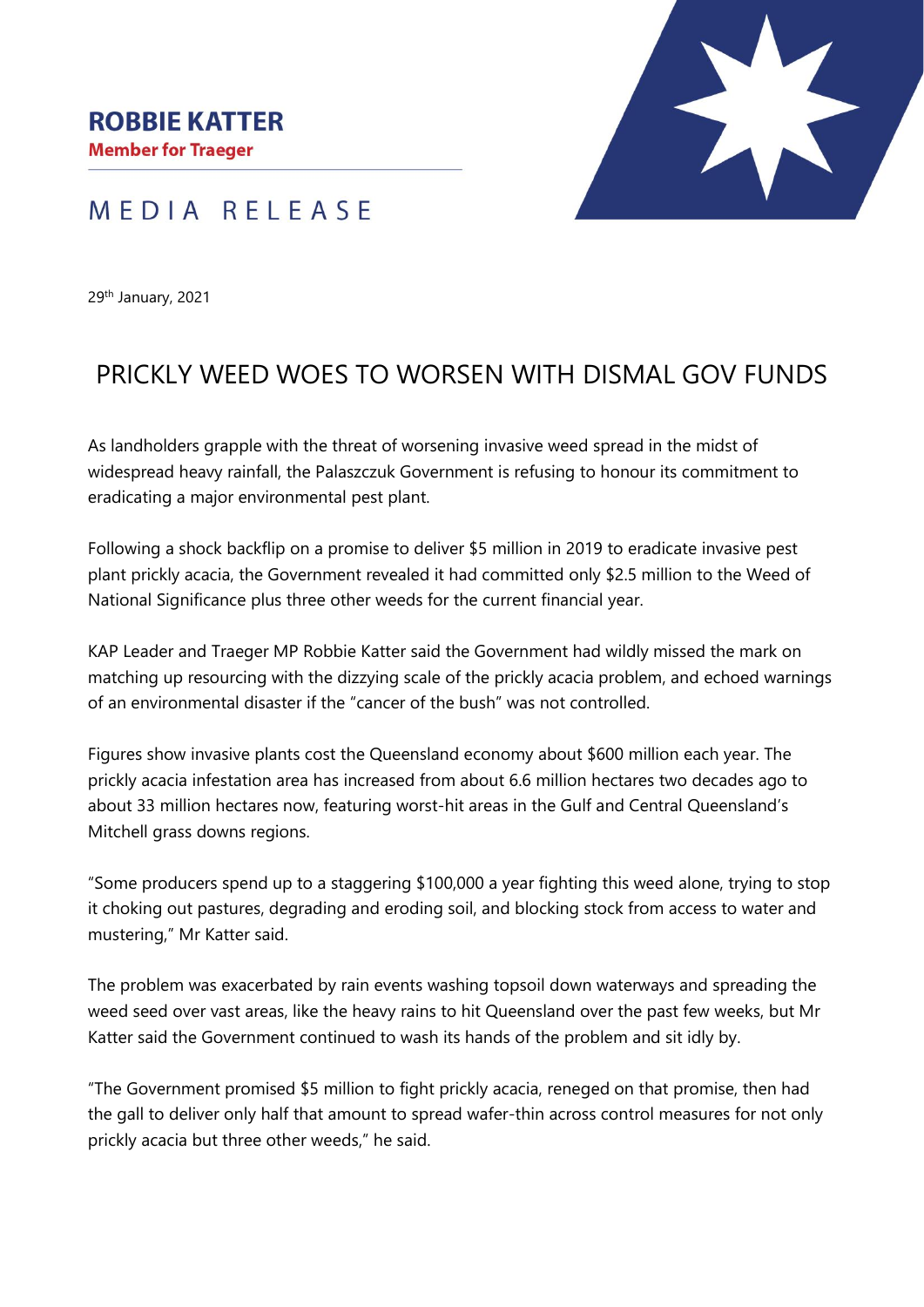**ROBBIE KATTER**
**Member for Traeger**

MEDIA RELEASE

29th January, 2021

# PRICKLY WEED WOES TO WORSEN WITH DISMAL GOV FUNDS

As landholders grapple with the threat of worsening invasive weed spread in the midst of widespread heavy rainfall, the Palaszczuk Government is refusing to honour its commitment to eradicating a major environmental pest plant.

Following a shock backflip on a promise to deliver $5 million in 2019 to eradicate invasive pest plant prickly acacia, the Government revealed it had committed only $2.5 million to the Weed of National Significance plus three other weeds for the current financial year.

KAP Leader and Traeger MP Robbie Katter said the Government had wildly missed the mark on matching up resourcing with the dizzying scale of the prickly acacia problem, and echoed warnings of an environmental disaster if the "cancer of the bush" was not controlled.

Figures show invasive plants cost the Queensland economy about $600 million each year. The prickly acacia infestation area has increased from about 6.6 million hectares two decades ago to about 33 million hectares now, featuring worst-hit areas in the Gulf and Central Queensland's Mitchell grass downs regions.

"Some producers spend up to a staggering $100,000 a year fighting this weed alone, trying to stop it choking out pastures, degrading and eroding soil, and blocking stock from access to water and mustering," Mr Katter said.

The problem was exacerbated by rain events washing topsoil down waterways and spreading the weed seed over vast areas, like the heavy rains to hit Queensland over the past few weeks, but Mr Katter said the Government continued to wash its hands of the problem and sit idly by.

"The Government promised $5 million to fight prickly acacia, reneged on that promise, then had the gall to deliver only half that amount to spread wafer-thin across control measures for not only prickly acacia but three other weeds," he said.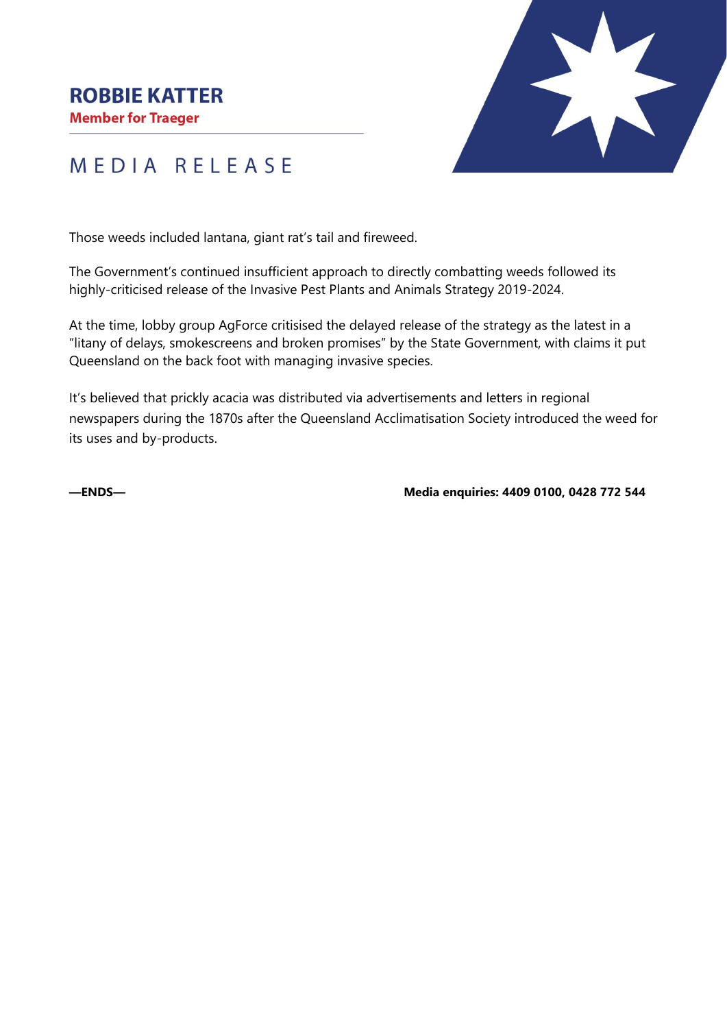# ROBBIE KATTER

**Member for Traeger**

MEDIA RELEASE

Those weeds included lantana, giant rat's tail and fireweed.

The Government's continued insufficient approach to directly combatting weeds followed its highly-criticised release of the Invasive Pest Plants and Animals Strategy 2019-2024.

At the time, lobby group AgForce critisised the delayed release of the strategy as the latest in a "litany of delays, smokescreens and broken promises" by the State Government, with claims it put Queensland on the back foot with managing invasive species.

It's believed that prickly acacia was distributed via advertisements and letters in regional newspapers during the 1870s after the Queensland Acclimatisation Society introduced the weed for its uses and by-products.

**—ENDS—**

**Media enquiries: 4409 0100, 0428 772 544**